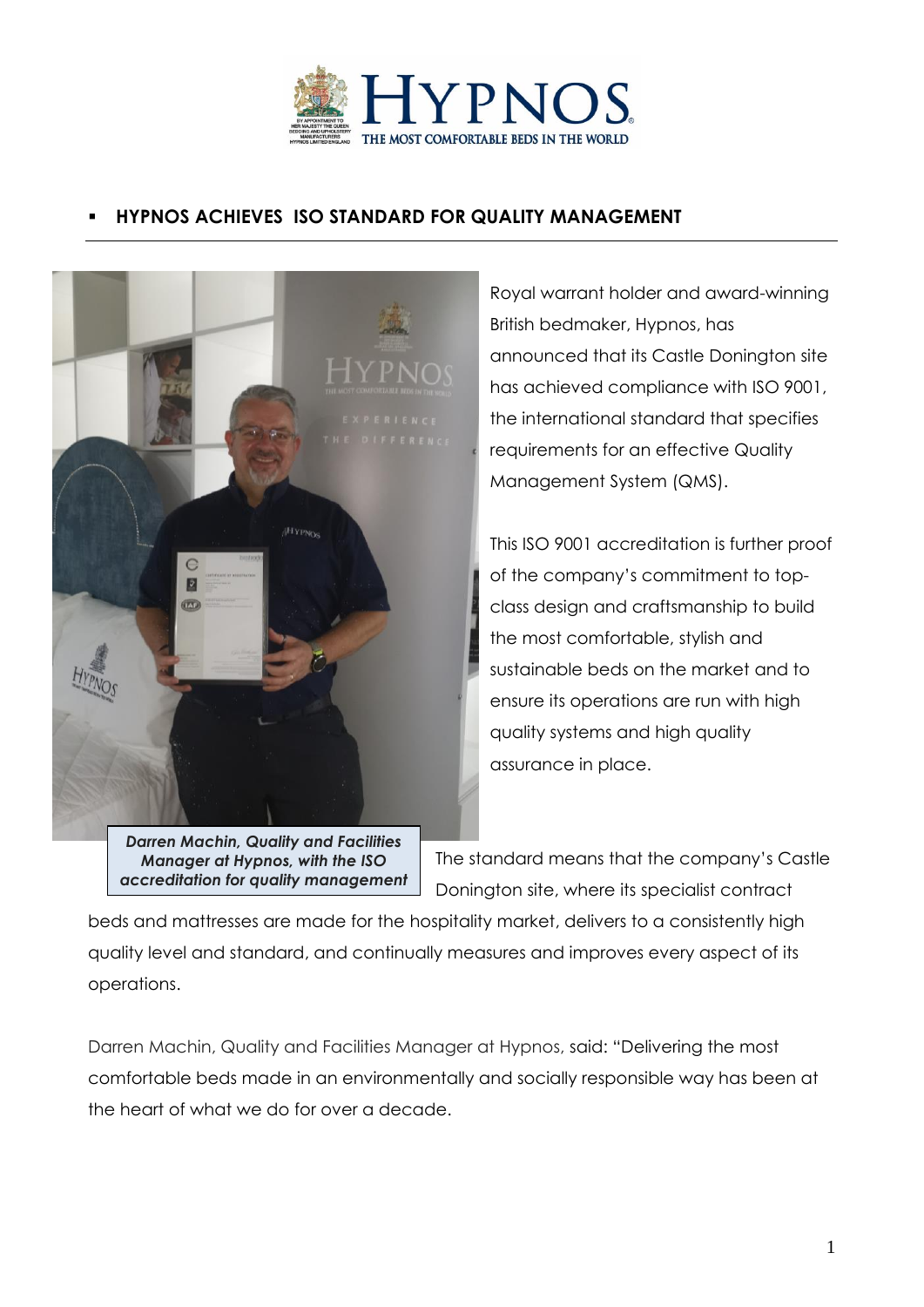## ▪ HYPNOS ACHIEVES ISO STANDARD FOR QUALITY MANAGEMENT

***Darren Machin, Quality and Facilities Manager at Hypnos, with the ISO accreditation for quality management***

Royal warrant holder and award-winning British bedmaker, Hypnos, has announced that its Castle Donington site has achieved compliance with ISO 9001, the international standard that specifies requirements for an effective Quality Management System (QMS).

This ISO 9001 accreditation is further proof of the company's commitment to top-class design and craftsmanship to build the most comfortable, stylish and sustainable beds on the market and to ensure its operations are run with high quality systems and high quality assurance in place.

The standard means that the company's Castle Donington site, where its specialist contract beds and mattresses are made for the hospitality market, delivers to a consistently high quality level and standard, and continually measures and improves every aspect of its operations.

Darren Machin, Quality and Facilities Manager at Hypnos, said: "Delivering the most comfortable beds made in an environmentally and socially responsible way has been at the heart of what we do for over a decade.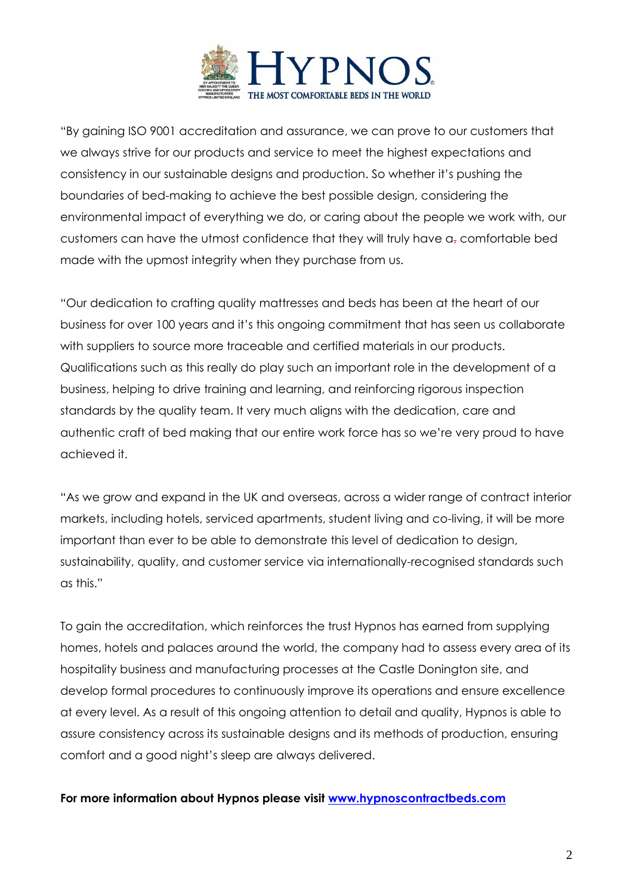"By gaining ISO 9001 accreditation and assurance, we can prove to our customers that we always strive for our products and service to meet the highest expectations and consistency in our sustainable designs and production. So whether it's pushing the boundaries of bed-making to achieve the best possible design, considering the environmental impact of everything we do, or caring about the people we work with, our customers can have the utmost confidence that they will truly have a comfortable bed made with the upmost integrity when they purchase from us.

"Our dedication to crafting quality mattresses and beds has been at the heart of our business for over 100 years and it's this ongoing commitment that has seen us collaborate with suppliers to source more traceable and certified materials in our products. Qualifications such as this really do play such an important role in the development of a business, helping to drive training and learning, and reinforcing rigorous inspection standards by the quality team. It very much aligns with the dedication, care and authentic craft of bed making that our entire work force has so we're very proud to have achieved it.

"As we grow and expand in the UK and overseas, across a wider range of contract interior markets, including hotels, serviced apartments, student living and co-living, it will be more important than ever to be able to demonstrate this level of dedication to design, sustainability, quality, and customer service via internationally-recognised standards such as this."

To gain the accreditation, which reinforces the trust Hypnos has earned from supplying homes, hotels and palaces around the world, the company had to assess every area of its hospitality business and manufacturing processes at the Castle Donington site, and develop formal procedures to continuously improve its operations and ensure excellence at every level. As a result of this ongoing attention to detail and quality, Hypnos is able to assure consistency across its sustainable designs and its methods of production, ensuring comfort and a good night's sleep are always delivered.

**For more information about Hypnos please visit [www.hypnoscontractbeds.com](http://www.hypnoscontractbeds.com)**